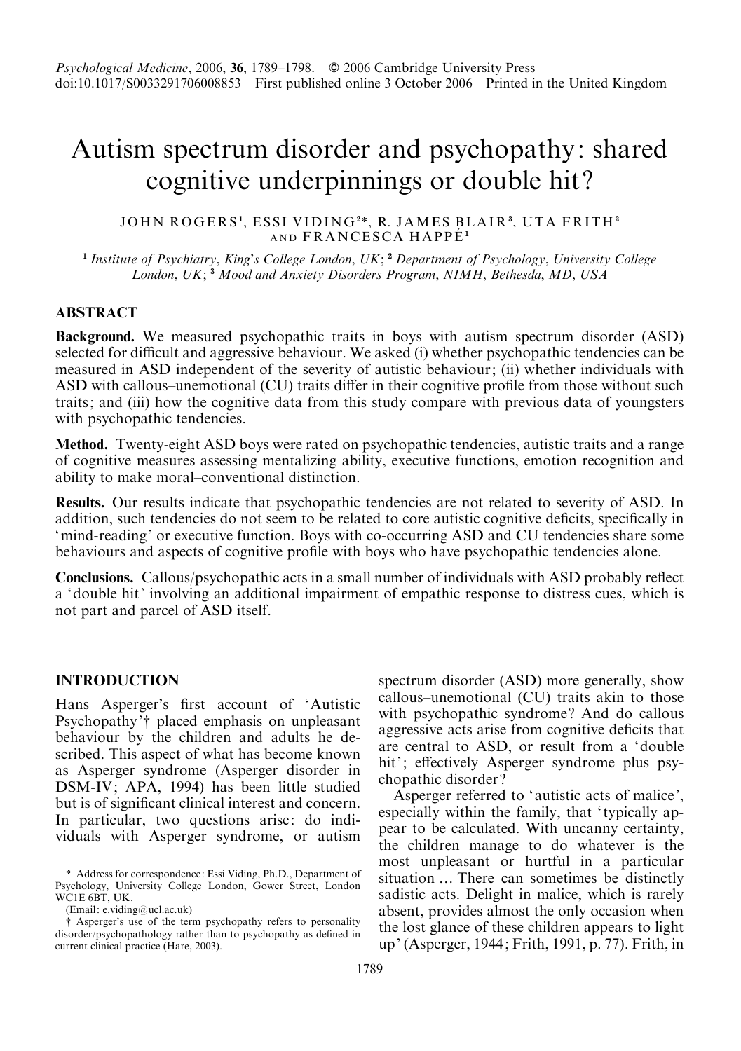# Autism spectrum disorder and psychopathy: shared cognitive underpinnings or double hit?

JOHN ROGERS[1], ESSI VIDING[2]*, R. JAMES BLAIR[3], UTA FRITH[2] AND FRANCESCA HAPPÉ[1]

[1] *Institute of Psychiatry, King's College London, UK;* [2] *Department of Psychology, University College London, UK;* [3] *Mood and Anxiety Disorders Program, NIMH, Bethesda, MD, USA*

## ABSTRACT

**Background.** We measured psychopathic traits in boys with autism spectrum disorder (ASD) selected for difficult and aggressive behaviour. We asked (i) whether psychopathic tendencies can be measured in ASD independent of the severity of autistic behaviour; (ii) whether individuals with ASD with callous–unemotional (CU) traits differ in their cognitive profile from those without such traits; and (iii) how the cognitive data from this study compare with previous data of youngsters with psychopathic tendencies.

**Method.** Twenty-eight ASD boys were rated on psychopathic tendencies, autistic traits and a range of cognitive measures assessing mentalizing ability, executive functions, emotion recognition and ability to make moral–conventional distinction.

**Results.** Our results indicate that psychopathic tendencies are not related to severity of ASD. In addition, such tendencies do not seem to be related to core autistic cognitive deficits, specifically in 'mind-reading' or executive function. Boys with co-occurring ASD and CU tendencies share some behaviours and aspects of cognitive profile with boys who have psychopathic tendencies alone.

**Conclusions.** Callous/psychopathic acts in a small number of individuals with ASD probably reflect a 'double hit' involving an additional impairment of empathic response to distress cues, which is not part and parcel of ASD itself.

## INTRODUCTION

Hans Asperger's first account of 'Autistic Psychopathy'† placed emphasis on unpleasant behaviour by the children and adults he described. This aspect of what has become known as Asperger syndrome (Asperger disorder in DSM-IV; APA, 1994) has been little studied but is of significant clinical interest and concern. In particular, two questions arise: do individuals with Asperger syndrome, or autism spectrum disorder (ASD) more generally, show callous–unemotional (CU) traits akin to those with psychopathic syndrome? And do callous aggressive acts arise from cognitive deficits that are central to ASD, or result from a 'double hit'; effectively Asperger syndrome plus psychopathic disorder?

Asperger referred to 'autistic acts of malice', especially within the family, that 'typically appear to be calculated. With uncanny certainty, the children manage to do whatever is the most unpleasant or hurtful in a particular situation … There can sometimes be distinctly sadistic acts. Delight in malice, which is rarely absent, provides almost the only occasion when the lost glance of these children appears to light up' (Asperger, 1944; Frith, 1991, p. 77). Frith, in

\* Address for correspondence: Essi Viding, Ph.D., Department of Psychology, University College London, Gower Street, London WC1E 6BT, UK.
(Email: e.viding@ucl.ac.uk)

† Asperger's use of the term psychopathy refers to personality disorder/psychopathology rather than to psychopathy as defined in current clinical practice (Hare, 2003).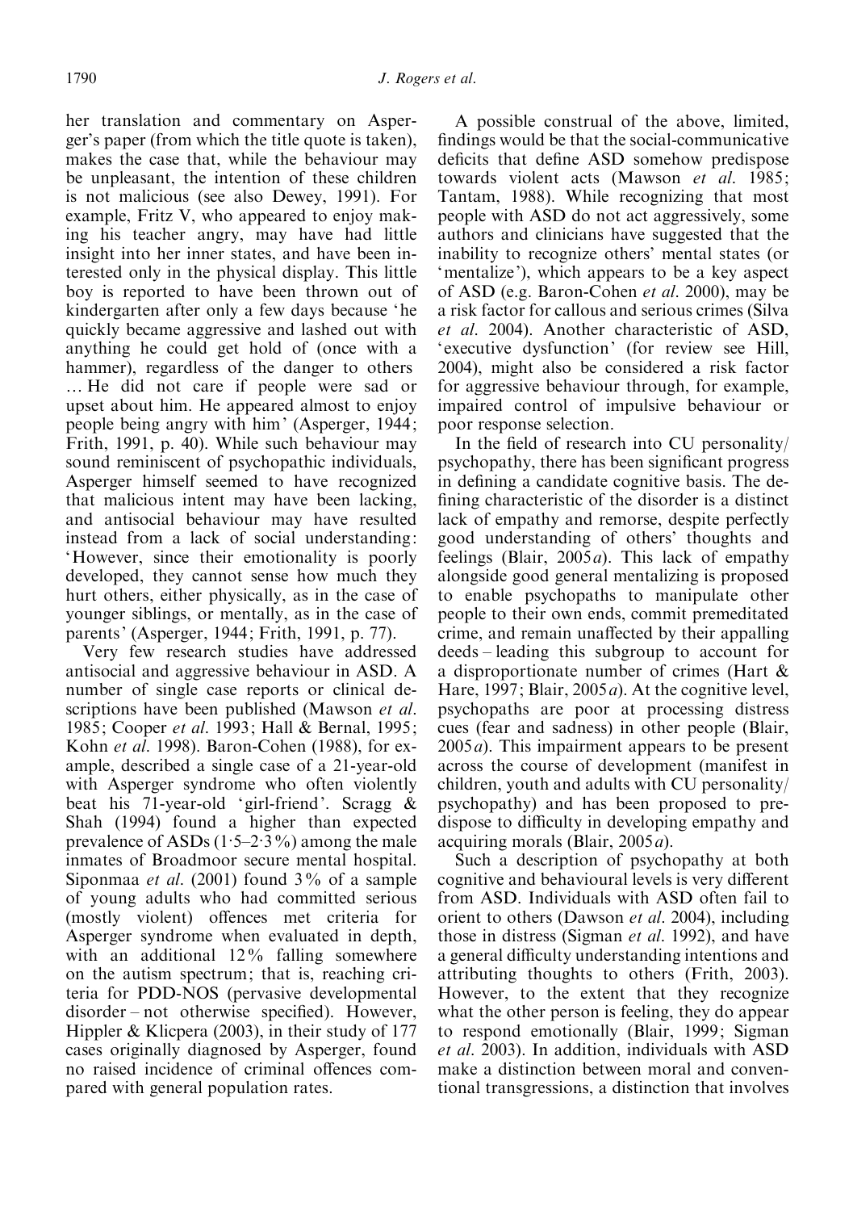her translation and commentary on Asperger's paper (from which the title quote is taken), makes the case that, while the behaviour may be unpleasant, the intention of these children is not malicious (see also Dewey, 1991). For example, Fritz V, who appeared to enjoy making his teacher angry, may have had little insight into her inner states, and have been interested only in the physical display. This little boy is reported to have been thrown out of kindergarten after only a few days because 'he quickly became aggressive and lashed out with anything he could get hold of (once with a hammer), regardless of the danger to others … He did not care if people were sad or upset about him. He appeared almost to enjoy people being angry with him' (Asperger, 1944; Frith, 1991, p. 40). While such behaviour may sound reminiscent of psychopathic individuals, Asperger himself seemed to have recognized that malicious intent may have been lacking, and antisocial behaviour may have resulted instead from a lack of social understanding: 'However, since their emotionality is poorly developed, they cannot sense how much they hurt others, either physically, as in the case of younger siblings, or mentally, as in the case of parents' (Asperger, 1944; Frith, 1991, p. 77).

Very few research studies have addressed antisocial and aggressive behaviour in ASD. A number of single case reports or clinical descriptions have been published (Mawson *et al.* 1985; Cooper *et al.* 1993; Hall & Bernal, 1995; Kohn *et al.* 1998). Baron-Cohen (1988), for example, described a single case of a 21-year-old with Asperger syndrome who often violently beat his 71-year-old 'girl-friend'. Scragg & Shah (1994) found a higher than expected prevalence of ASDs (1·5–2·3%) among the male inmates of Broadmoor secure mental hospital. Siponmaa *et al.* (2001) found 3% of a sample of young adults who had committed serious (mostly violent) offences met criteria for Asperger syndrome when evaluated in depth, with an additional 12% falling somewhere on the autism spectrum; that is, reaching criteria for PDD-NOS (pervasive developmental disorder – not otherwise specified). However, Hippler & Klicpera (2003), in their study of 177 cases originally diagnosed by Asperger, found no raised incidence of criminal offences compared with general population rates.

A possible construal of the above, limited, findings would be that the social-communicative deficits that define ASD somehow predispose towards violent acts (Mawson *et al.* 1985; Tantam, 1988). While recognizing that most people with ASD do not act aggressively, some authors and clinicians have suggested that the inability to recognize others' mental states (or 'mentalize'), which appears to be a key aspect of ASD (e.g. Baron-Cohen *et al.* 2000), may be a risk factor for callous and serious crimes (Silva *et al.* 2004). Another characteristic of ASD, 'executive dysfunction' (for review see Hill, 2004), might also be considered a risk factor for aggressive behaviour through, for example, impaired control of impulsive behaviour or poor response selection.

In the field of research into CU personality/psychopathy, there has been significant progress in defining a candidate cognitive basis. The defining characteristic of the disorder is a distinct lack of empathy and remorse, despite perfectly good understanding of others' thoughts and feelings (Blair, 2005*a*). This lack of empathy alongside good general mentalizing is proposed to enable psychopaths to manipulate other people to their own ends, commit premeditated crime, and remain unaffected by their appalling deeds – leading this subgroup to account for a disproportionate number of crimes (Hart & Hare, 1997; Blair, 2005*a*). At the cognitive level, psychopaths are poor at processing distress cues (fear and sadness) in other people (Blair, 2005*a*). This impairment appears to be present across the course of development (manifest in children, youth and adults with CU personality/psychopathy) and has been proposed to predispose to difficulty in developing empathy and acquiring morals (Blair, 2005*a*).

Such a description of psychopathy at both cognitive and behavioural levels is very different from ASD. Individuals with ASD often fail to orient to others (Dawson *et al.* 2004), including those in distress (Sigman *et al.* 1992), and have a general difficulty understanding intentions and attributing thoughts to others (Frith, 2003). However, to the extent that they recognize what the other person is feeling, they do appear to respond emotionally (Blair, 1999; Sigman *et al.* 2003). In addition, individuals with ASD make a distinction between moral and conventional transgressions, a distinction that involves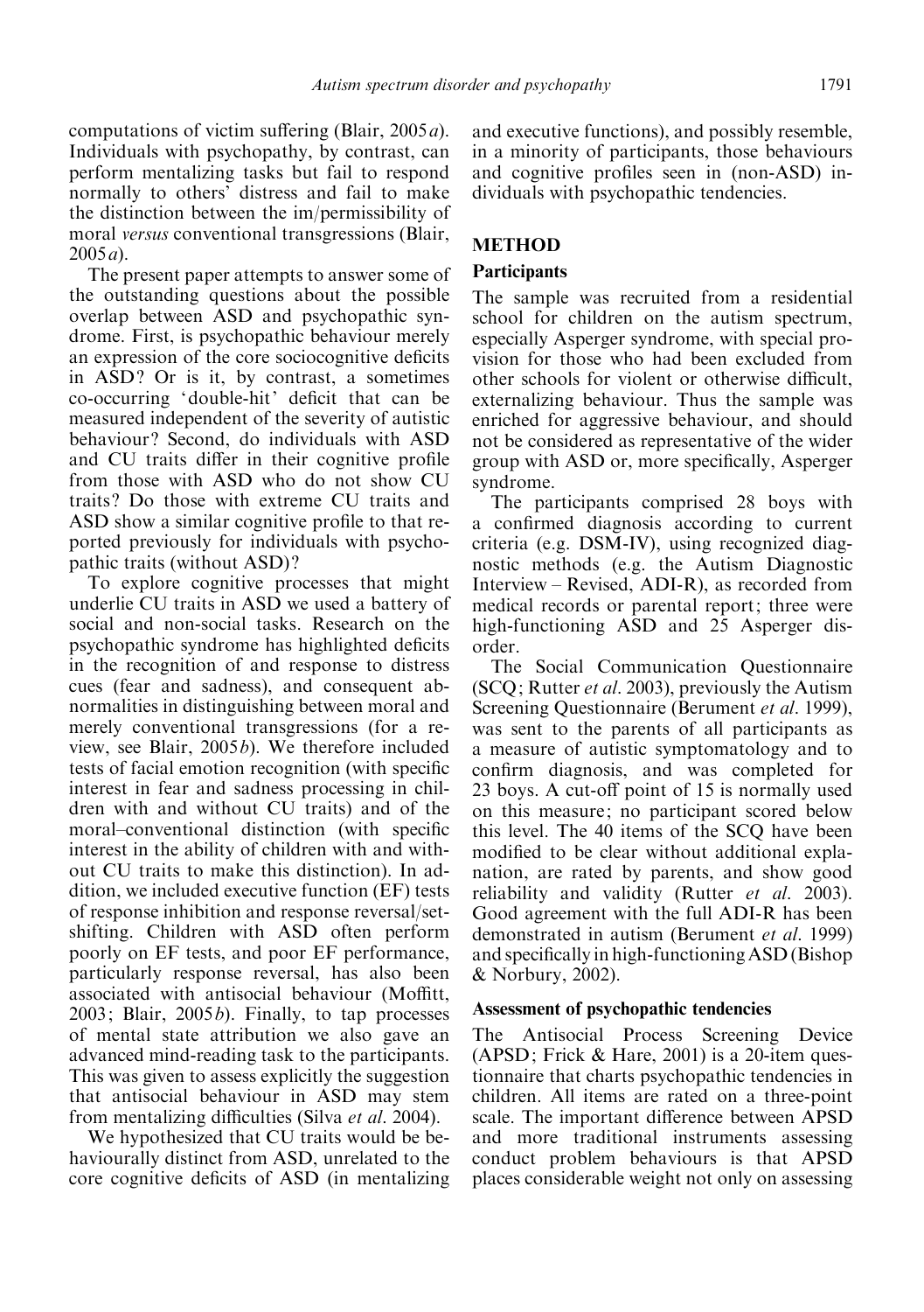computations of victim suffering (Blair, 2005*a*). Individuals with psychopathy, by contrast, can perform mentalizing tasks but fail to respond normally to others' distress and fail to make the distinction between the im/permissibility of moral *versus* conventional transgressions (Blair, 2005*a*).

The present paper attempts to answer some of the outstanding questions about the possible overlap between ASD and psychopathic syndrome. First, is psychopathic behaviour merely an expression of the core sociocognitive deficits in ASD? Or is it, by contrast, a sometimes co-occurring 'double-hit' deficit that can be measured independent of the severity of autistic behaviour? Second, do individuals with ASD and CU traits differ in their cognitive profile from those with ASD who do not show CU traits? Do those with extreme CU traits and ASD show a similar cognitive profile to that reported previously for individuals with psychopathic traits (without ASD)?

To explore cognitive processes that might underlie CU traits in ASD we used a battery of social and non-social tasks. Research on the psychopathic syndrome has highlighted deficits in the recognition of and response to distress cues (fear and sadness), and consequent abnormalities in distinguishing between moral and merely conventional transgressions (for a review, see Blair, 2005*b*). We therefore included tests of facial emotion recognition (with specific interest in fear and sadness processing in children with and without CU traits) and of the moral–conventional distinction (with specific interest in the ability of children with and without CU traits to make this distinction). In addition, we included executive function (EF) tests of response inhibition and response reversal/set-shifting. Children with ASD often perform poorly on EF tests, and poor EF performance, particularly response reversal, has also been associated with antisocial behaviour (Moffitt, 2003; Blair, 2005*b*). Finally, to tap processes of mental state attribution we also gave an advanced mind-reading task to the participants. This was given to assess explicitly the suggestion that antisocial behaviour in ASD may stem from mentalizing difficulties (Silva *et al*. 2004).

We hypothesized that CU traits would be behaviourally distinct from ASD, unrelated to the core cognitive deficits of ASD (in mentalizing and executive functions), and possibly resemble, in a minority of participants, those behaviours and cognitive profiles seen in (non-ASD) individuals with psychopathic tendencies.

## METHOD

### Participants

The sample was recruited from a residential school for children on the autism spectrum, especially Asperger syndrome, with special provision for those who had been excluded from other schools for violent or otherwise difficult, externalizing behaviour. Thus the sample was enriched for aggressive behaviour, and should not be considered as representative of the wider group with ASD or, more specifically, Asperger syndrome.

The participants comprised 28 boys with a confirmed diagnosis according to current criteria (e.g. DSM-IV), using recognized diagnostic methods (e.g. the Autism Diagnostic Interview – Revised, ADI-R), as recorded from medical records or parental report; three were high-functioning ASD and 25 Asperger disorder.

The Social Communication Questionnaire (SCQ; Rutter *et al*. 2003), previously the Autism Screening Questionnaire (Berument *et al*. 1999), was sent to the parents of all participants as a measure of autistic symptomatology and to confirm diagnosis, and was completed for 23 boys. A cut-off point of 15 is normally used on this measure; no participant scored below this level. The 40 items of the SCQ have been modified to be clear without additional explanation, are rated by parents, and show good reliability and validity (Rutter *et al*. 2003). Good agreement with the full ADI-R has been demonstrated in autism (Berument *et al*. 1999) and specifically in high-functioning ASD (Bishop & Norbury, 2002).

#### Assessment of psychopathic tendencies

The Antisocial Process Screening Device (APSD; Frick & Hare, 2001) is a 20-item questionnaire that charts psychopathic tendencies in children. All items are rated on a three-point scale. The important difference between APSD and more traditional instruments assessing conduct problem behaviours is that APSD places considerable weight not only on assessing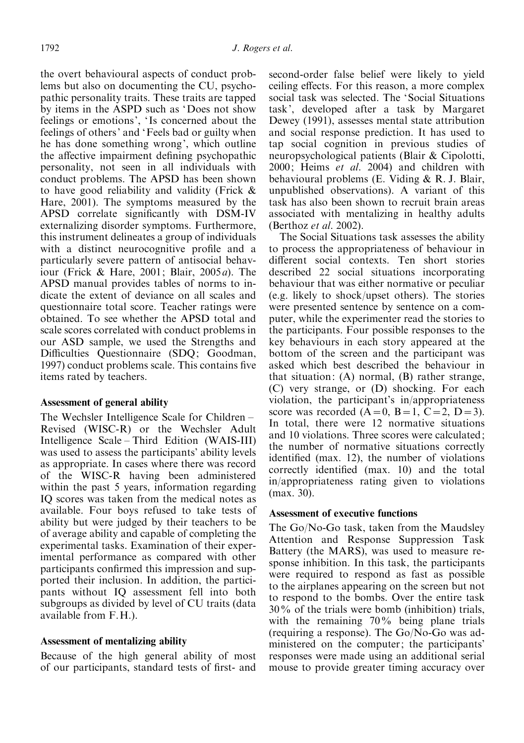the overt behavioural aspects of conduct problems but also on documenting the CU, psychopathic personality traits. These traits are tapped by items in the ASPD such as 'Does not show feelings or emotions', 'Is concerned about the feelings of others' and 'Feels bad or guilty when he has done something wrong', which outline the affective impairment defining psychopathic personality, not seen in all individuals with conduct problems. The APSD has been shown to have good reliability and validity (Frick & Hare, 2001). The symptoms measured by the APSD correlate significantly with DSM-IV externalizing disorder symptoms. Furthermore, this instrument delineates a group of individuals with a distinct neurocognitive profile and a particularly severe pattern of antisocial behaviour (Frick & Hare, 2001; Blair, 2005*a*). The APSD manual provides tables of norms to indicate the extent of deviance on all scales and questionnaire total score. Teacher ratings were obtained. To see whether the APSD total and scale scores correlated with conduct problems in our ASD sample, we used the Strengths and Difficulties Questionnaire (SDQ; Goodman, 1997) conduct problems scale. This contains five items rated by teachers.

### Assessment of general ability

The Wechsler Intelligence Scale for Children – Revised (WISC-R) or the Wechsler Adult Intelligence Scale – Third Edition (WAIS-III) was used to assess the participants' ability levels as appropriate. In cases where there was record of the WISC-R having been administered within the past 5 years, information regarding IQ scores was taken from the medical notes as available. Four boys refused to take tests of ability but were judged by their teachers to be of average ability and capable of completing the experimental tasks. Examination of their experimental performance as compared with other participants confirmed this impression and supported their inclusion. In addition, the participants without IQ assessment fell into both subgroups as divided by level of CU traits (data available from F.H.).

### Assessment of mentalizing ability

Because of the high general ability of most of our participants, standard tests of first- and second-order false belief were likely to yield ceiling effects. For this reason, a more complex social task was selected. The 'Social Situations task', developed after a task by Margaret Dewey (1991), assesses mental state attribution and social response prediction. It has used to tap social cognition in previous studies of neuropsychological patients (Blair & Cipolotti, 2000; Heims *et al.* 2004) and children with behavioural problems (E. Viding & R. J. Blair, unpublished observations). A variant of this task has also been shown to recruit brain areas associated with mentalizing in healthy adults (Berthoz *et al.* 2002).

The Social Situations task assesses the ability to process the appropriateness of behaviour in different social contexts. Ten short stories described 22 social situations incorporating behaviour that was either normative or peculiar (e.g. likely to shock/upset others). The stories were presented sentence by sentence on a computer, while the experimenter read the stories to the participants. Four possible responses to the key behaviours in each story appeared at the bottom of the screen and the participant was asked which best described the behaviour in that situation: (A) normal, (B) rather strange, (C) very strange, or (D) shocking. For each violation, the participant's in/appropriateness score was recorded (A = 0, B = 1, C = 2, D = 3). In total, there were 12 normative situations and 10 violations. Three scores were calculated; the number of normative situations correctly identified (max. 12), the number of violations correctly identified (max. 10) and the total in/appropriateness rating given to violations (max. 30).

### Assessment of executive functions

The Go/No-Go task, taken from the Maudsley Attention and Response Suppression Task Battery (the MARS), was used to measure response inhibition. In this task, the participants were required to respond as fast as possible to the airplanes appearing on the screen but not to respond to the bombs. Over the entire task 30% of the trials were bomb (inhibition) trials, with the remaining 70% being plane trials (requiring a response). The Go/No-Go was administered on the computer; the participants' responses were made using an additional serial mouse to provide greater timing accuracy over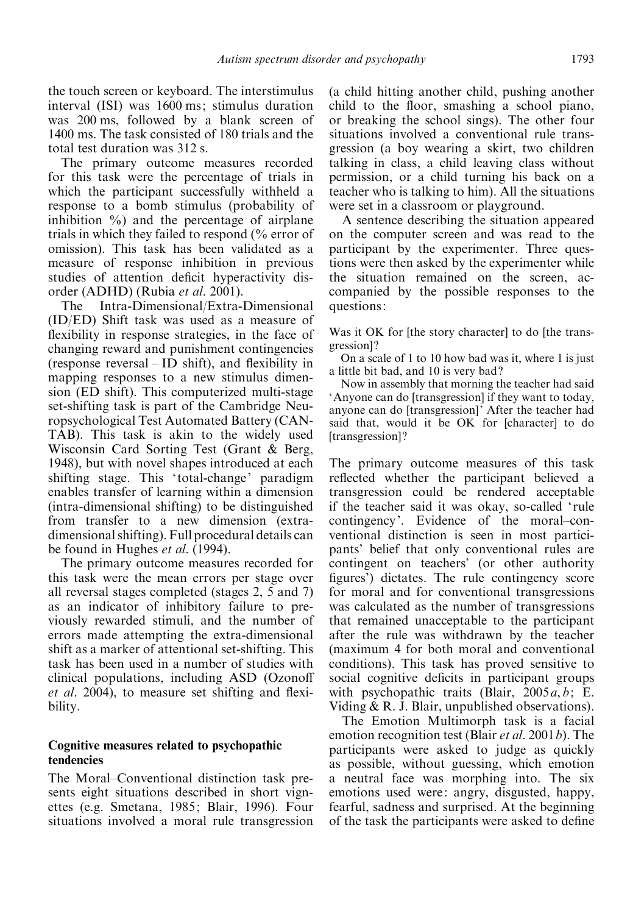the touch screen or keyboard. The interstimulus interval (ISI) was 1600 ms; stimulus duration was 200 ms, followed by a blank screen of 1400 ms. The task consisted of 180 trials and the total test duration was 312 s.

The primary outcome measures recorded for this task were the percentage of trials in which the participant successfully withheld a response to a bomb stimulus (probability of inhibition %) and the percentage of airplane trials in which they failed to respond (% error of omission). This task has been validated as a measure of response inhibition in previous studies of attention deficit hyperactivity disorder (ADHD) (Rubia *et al.* 2001).

The Intra-Dimensional/Extra-Dimensional (ID/ED) Shift task was used as a measure of flexibility in response strategies, in the face of changing reward and punishment contingencies (response reversal – ID shift), and flexibility in mapping responses to a new stimulus dimension (ED shift). This computerized multi-stage set-shifting task is part of the Cambridge Neuropsychological Test Automated Battery (CANTAB). This task is akin to the widely used Wisconsin Card Sorting Test (Grant & Berg, 1948), but with novel shapes introduced at each shifting stage. This 'total-change' paradigm enables transfer of learning within a dimension (intra-dimensional shifting) to be distinguished from transfer to a new dimension (extra-dimensional shifting). Full procedural details can be found in Hughes *et al.* (1994).

The primary outcome measures recorded for this task were the mean errors per stage over all reversal stages completed (stages 2, 5 and 7) as an indicator of inhibitory failure to previously rewarded stimuli, and the number of errors made attempting the extra-dimensional shift as a marker of attentional set-shifting. This task has been used in a number of studies with clinical populations, including ASD (Ozonoff *et al.* 2004), to measure set shifting and flexibility.

### Cognitive measures related to psychopathic tendencies

The Moral–Conventional distinction task presents eight situations described in short vignettes (e.g. Smetana, 1985; Blair, 1996). Four situations involved a moral rule transgression (a child hitting another child, pushing another child to the floor, smashing a school piano, or breaking the school sings). The other four situations involved a conventional rule transgression (a boy wearing a skirt, two children talking in class, a child leaving class without permission, or a child turning his back on a teacher who is talking to him). All the situations were set in a classroom or playground.

A sentence describing the situation appeared on the computer screen and was read to the participant by the experimenter. Three questions were then asked by the experimenter while the situation remained on the screen, accompanied by the possible responses to the questions:

Was it OK for [the story character] to do [the transgression]?

On a scale of 1 to 10 how bad was it, where 1 is just a little bit bad, and 10 is very bad?

Now in assembly that morning the teacher had said 'Anyone can do [transgression] if they want to today, anyone can do [transgression]' After the teacher had said that, would it be OK for [character] to do [transgression]?

The primary outcome measures of this task reflected whether the participant believed a transgression could be rendered acceptable if the teacher said it was okay, so-called 'rule contingency'. Evidence of the moral–conventional distinction is seen in most participants' belief that only conventional rules are contingent on teachers' (or other authority figures') dictates. The rule contingency score for moral and for conventional transgressions was calculated as the number of transgressions that remained unacceptable to the participant after the rule was withdrawn by the teacher (maximum 4 for both moral and conventional conditions). This task has proved sensitive to social cognitive deficits in participant groups with psychopathic traits (Blair, 2005*a*, *b*; E. Viding & R. J. Blair, unpublished observations).

The Emotion Multimorph task is a facial emotion recognition test (Blair *et al.* 2001*b*). The participants were asked to judge as quickly as possible, without guessing, which emotion a neutral face was morphing into. The six emotions used were: angry, disgusted, happy, fearful, sadness and surprised. At the beginning of the task the participants were asked to define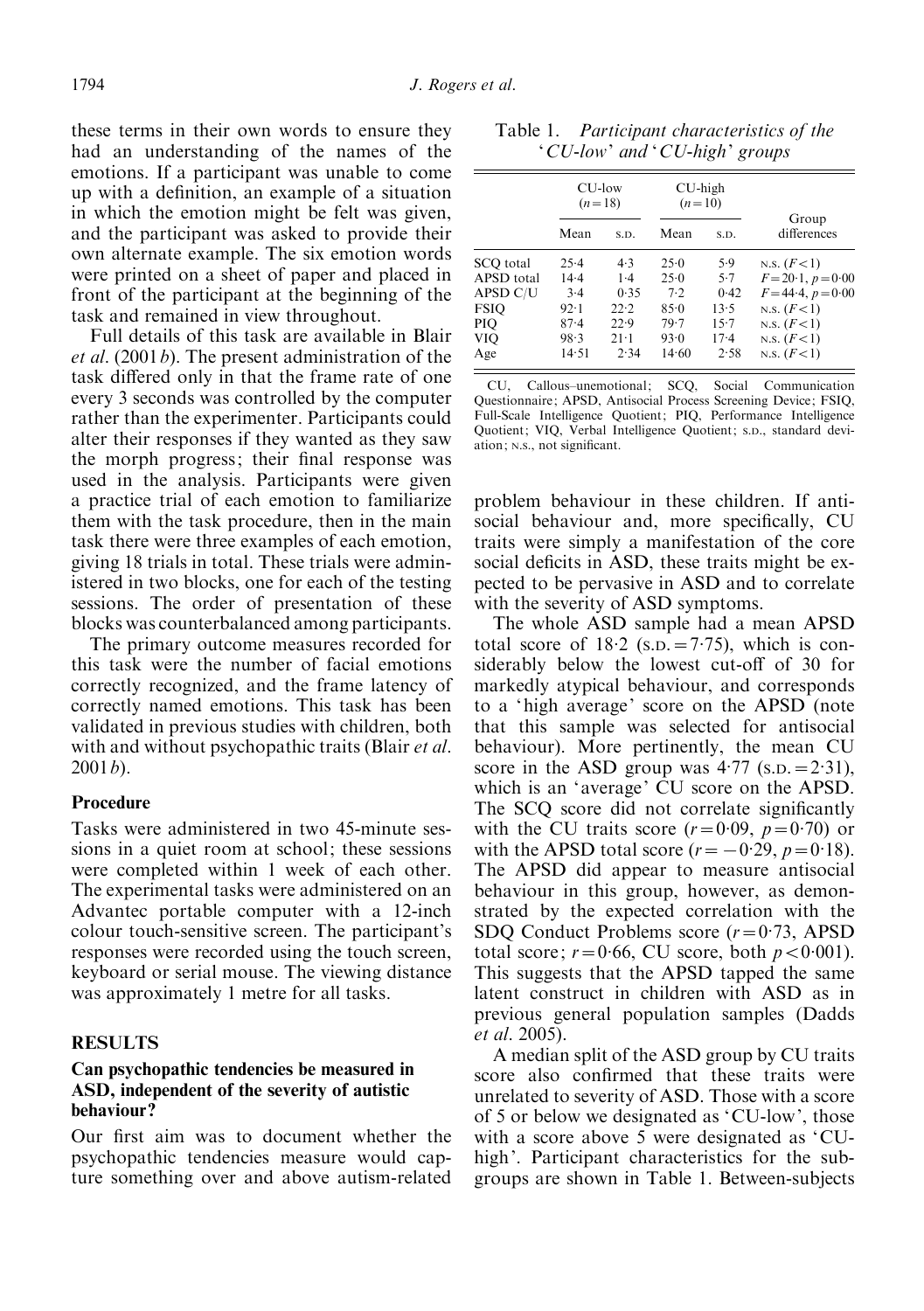these terms in their own words to ensure they had an understanding of the names of the emotions. If a participant was unable to come up with a definition, an example of a situation in which the emotion might be felt was given, and the participant was asked to provide their own alternate example. The six emotion words were printed on a sheet of paper and placed in front of the participant at the beginning of the task and remained in view throughout.

Full details of this task are available in Blair *et al.* (2001*b*). The present administration of the task differed only in that the frame rate of one every 3 seconds was controlled by the computer rather than the experimenter. Participants could alter their responses if they wanted as they saw the morph progress; their final response was used in the analysis. Participants were given a practice trial of each emotion to familiarize them with the task procedure, then in the main task there were three examples of each emotion, giving 18 trials in total. These trials were administered in two blocks, one for each of the testing sessions. The order of presentation of these blocks was counterbalanced among participants.

The primary outcome measures recorded for this task were the number of facial emotions correctly recognized, and the frame latency of correctly named emotions. This task has been validated in previous studies with children, both with and without psychopathic traits (Blair *et al.* 2001*b*).

### Procedure

Tasks were administered in two 45-minute sessions in a quiet room at school; these sessions were completed within 1 week of each other. The experimental tasks were administered on an Advantec portable computer with a 12-inch colour touch-sensitive screen. The participant's responses were recorded using the touch screen, keyboard or serial mouse. The viewing distance was approximately 1 metre for all tasks.

## RESULTS

### Can psychopathic tendencies be measured in ASD, independent of the severity of autistic behaviour?

Our first aim was to document whether the psychopathic tendencies measure would capture something over and above autism-related problem behaviour in these children. If antisocial behaviour and, more specifically, CU traits were simply a manifestation of the core social deficits in ASD, these traits might be expected to be pervasive in ASD and to correlate with the severity of ASD symptoms.

The whole ASD sample had a mean APSD total score of 18·2 (S.D. = 7·75), which is considerably below the lowest cut-off of 30 for markedly atypical behaviour, and corresponds to a 'high average' score on the APSD (note that this sample was selected for antisocial behaviour). More pertinently, the mean CU score in the ASD group was 4·77 (S.D. = 2·31), which is an 'average' CU score on the APSD. The SCQ score did not correlate significantly with the CU traits score ($r=0{\cdot}09$, $p=0{\cdot}70$) or with the APSD total score ($r=-0{\cdot}29$, $p=0{\cdot}18$). The APSD did appear to measure antisocial behaviour in this group, however, as demonstrated by the expected correlation with the SDQ Conduct Problems score ($r=0{\cdot}73$, APSD total score; $r=0{\cdot}66$, CU score, both $p<0{\cdot}001$). This suggests that the APSD tapped the same latent construct in children with ASD as in previous general population samples (Dadds *et al.* 2005).

A median split of the ASD group by CU traits score also confirmed that these traits were unrelated to severity of ASD. Those with a score of 5 or below we designated as 'CU-low', those with a score above 5 were designated as 'CU-high'. Participant characteristics for the subgroups are shown in Table 1. Between-subjects

Table 1. *Participant characteristics of the 'CU-low' and 'CU-high' groups*

| | CU-low ($n=18$) | | CU-high ($n=10$) | | Group differences |
|---|---|---|---|---|---|
| | Mean | S.D. | Mean | S.D. | |
| SCQ total | 25·4 | 4·3 | 25·0 | 5·9 | N.S. ($F<1$) |
| APSD total | 14·4 | 1·4 | 25·0 | 5·7 | $F=20{\cdot}1$, $p=0{\cdot}00$ |
| APSD C/U | 3·4 | 0·35 | 7·2 | 0·42 | $F=44{\cdot}4$, $p=0{\cdot}00$ |
| FSIQ | 92·1 | 22·2 | 85·0 | 13·5 | N.S. ($F<1$) |
| PIQ | 87·4 | 22·9 | 79·7 | 15·7 | N.S. ($F<1$) |
| VIQ | 98·3 | 21·1 | 93·0 | 17·4 | N.S. ($F<1$) |
| Age | 14·51 | 2·34 | 14·60 | 2·58 | N.S. ($F<1$) |

CU, Callous–unemotional; SCQ, Social Communication Questionnaire; APSD, Antisocial Process Screening Device; FSIQ, Full-Scale Intelligence Quotient; PIQ, Performance Intelligence Quotient; VIQ, Verbal Intelligence Quotient; S.D., standard deviation; N.S., not significant.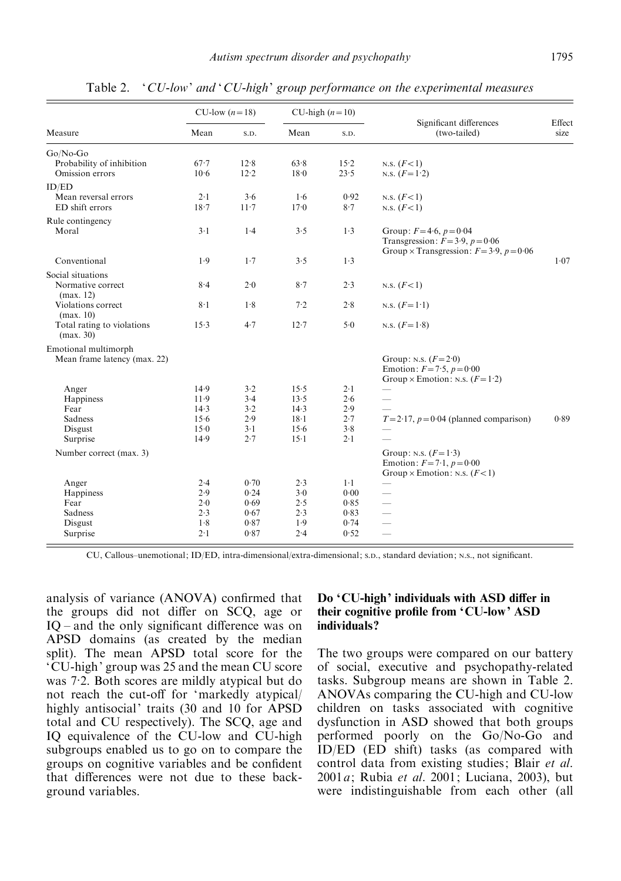Table 2. '*CU-low*' and '*CU-high*' *group performance on the experimental measures*

| Measure | CU-low ($n=18$) | | CU-high ($n=10$) | | Significant differences (two-tailed) | Effect size |
|---|---|---|---|---|---|---|
| | Mean | S.D. | Mean | S.D. | | |
| Go/No-Go | | | | | | |
| Probability of inhibition | 67·7 | 12·8 | 63·8 | 15·2 | N.S. ($F<1$) | |
| Omission errors | 10·6 | 12·2 | 18·0 | 23·5 | N.S. ($F=1·2$) | |
| ID/ED | | | | | | |
| Mean reversal errors | 2·1 | 3·6 | 1·6 | 0·92 | N.S. ($F<1$) | |
| ED shift errors | 18·7 | 11·7 | 17·0 | 8·7 | N.S. ($F<1$) | |
| Rule contingency | | | | | | |
| Moral | 3·1 | 1·4 | 3·5 | 1·3 | Group: $F=4·6$, $p=0·04$; Transgression: $F=3·9$, $p=0·06$; Group × Transgression: $F=3·9$, $p=0·06$ | |
| Conventional | 1·9 | 1·7 | 3·5 | 1·3 | | 1·07 |
| Social situations | | | | | | |
| Normative correct (max. 12) | 8·4 | 2·0 | 8·7 | 2·3 | N.S. ($F<1$) | |
| Violations correct (max. 10) | 8·1 | 1·8 | 7·2 | 2·8 | N.S. ($F=1·1$) | |
| Total rating to violations (max. 30) | 15·3 | 4·7 | 12·7 | 5·0 | N.S. ($F=1·8$) | |
| Emotional multimorph | | | | | | |
| Mean frame latency (max. 22) | | | | | Group: N.S. ($F=2·0$); Emotion: $F=7·5$, $p=0·00$; Group × Emotion: N.S. ($F=1·2$) | |
| Anger | 14·9 | 3·2 | 15·5 | 2·1 | — | |
| Happiness | 11·9 | 3·4 | 13·5 | 2·6 | — | |
| Fear | 14·3 | 3·2 | 14·3 | 2·9 | — | |
| Sadness | 15·6 | 2·9 | 18·1 | 2·7 | $T=2·17$, $p=0·04$ (planned comparison) | 0·89 |
| Disgust | 15·0 | 3·1 | 15·6 | 3·8 | — | |
| Surprise | 14·9 | 2·7 | 15·1 | 2·1 | — | |
| Number correct (max. 3) | | | | | Group: N.S. ($F=1·3$); Emotion: $F=7·1$, $p=0·00$; Group × Emotion: N.S. ($F<1$) | |
| Anger | 2·4 | 0·70 | 2·3 | 1·1 | — | |
| Happiness | 2·9 | 0·24 | 3·0 | 0·00 | — | |
| Fear | 2·0 | 0·69 | 2·5 | 0·85 | — | |
| Sadness | 2·3 | 0·67 | 2·3 | 0·83 | — | |
| Disgust | 1·8 | 0·87 | 1·9 | 0·74 | — | |
| Surprise | 2·1 | 0·87 | 2·4 | 0·52 | — | |

CU, Callous–unemotional; ID/ED, intra-dimensional/extra-dimensional; S.D., standard deviation; N.S., not significant.

analysis of variance (ANOVA) confirmed that the groups did not differ on SCQ, age or IQ – and the only significant difference was on APSD domains (as created by the median split). The mean APSD total score for the 'CU-high' group was 25 and the mean CU score was 7·2. Both scores are mildly atypical but do not reach the cut-off for 'markedly atypical/highly antisocial' traits (30 and 10 for APSD total and CU respectively). The SCQ, age and IQ equivalence of the CU-low and CU-high subgroups enabled us to go on to compare the groups on cognitive variables and be confident that differences were not due to these background variables.

### Do 'CU-high' individuals with ASD differ in their cognitive profile from 'CU-low' ASD individuals?

The two groups were compared on our battery of social, executive and psychopathy-related tasks. Subgroup means are shown in Table 2. ANOVAs comparing the CU-high and CU-low children on tasks associated with cognitive dysfunction in ASD showed that both groups performed poorly on the Go/No-Go and ID/ED (ED shift) tasks (as compared with control data from existing studies; Blair *et al.* 2001*a*; Rubia *et al.* 2001; Luciana, 2003), but were indistinguishable from each other (all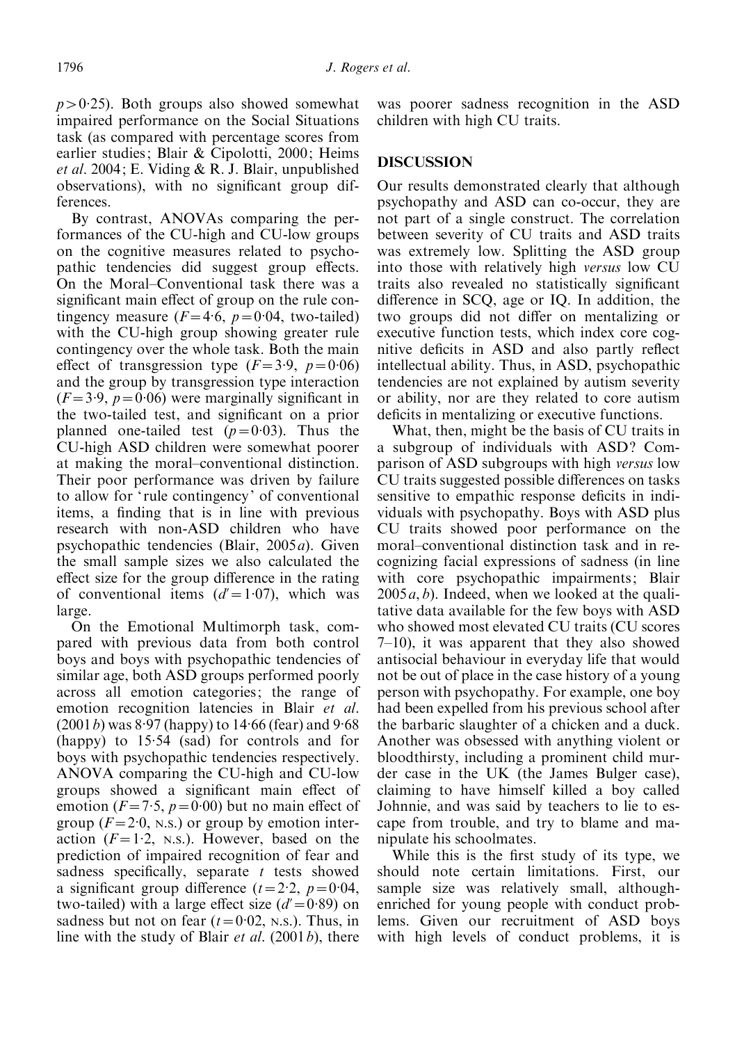$p > 0 \cdot 25$). Both groups also showed somewhat impaired performance on the Social Situations task (as compared with percentage scores from earlier studies; Blair & Cipolotti, 2000; Heims *et al.* 2004; E. Viding & R. J. Blair, unpublished observations), with no significant group differences.

By contrast, ANOVAs comparing the performances of the CU-high and CU-low groups on the cognitive measures related to psychopathic tendencies did suggest group effects. On the Moral–Conventional task there was a significant main effect of group on the rule contingency measure ($F = 4 \cdot 6$, $p = 0 \cdot 04$, two-tailed) with the CU-high group showing greater rule contingency over the whole task. Both the main effect of transgression type ($F = 3 \cdot 9$, $p = 0 \cdot 06$) and the group by transgression type interaction ($F = 3 \cdot 9$, $p = 0 \cdot 06$) were marginally significant in the two-tailed test, and significant on a prior planned one-tailed test ($p = 0 \cdot 03$). Thus the CU-high ASD children were somewhat poorer at making the moral–conventional distinction. Their poor performance was driven by failure to allow for 'rule contingency' of conventional items, a finding that is in line with previous research with non-ASD children who have psychopathic tendencies (Blair, 2005*a*). Given the small sample sizes we also calculated the effect size for the group difference in the rating of conventional items ($d' = 1 \cdot 07$), which was large.

On the Emotional Multimorph task, compared with previous data from both control boys and boys with psychopathic tendencies of similar age, both ASD groups performed poorly across all emotion categories; the range of emotion recognition latencies in Blair *et al.* (2001*b*) was 8·97 (happy) to 14·66 (fear) and 9·68 (happy) to 15·54 (sad) for controls and for boys with psychopathic tendencies respectively. ANOVA comparing the CU-high and CU-low groups showed a significant main effect of emotion ($F = 7 \cdot 5$, $p = 0 \cdot 00$) but no main effect of group ($F = 2 \cdot 0$, N.S.) or group by emotion interaction ($F = 1 \cdot 2$, N.S.). However, based on the prediction of impaired recognition of fear and sadness specifically, separate $t$ tests showed a significant group difference ($t = 2 \cdot 2$, $p = 0 \cdot 04$, two-tailed) with a large effect size ($d' = 0 \cdot 89$) on sadness but not on fear ($t = 0 \cdot 02$, N.S.). Thus, in line with the study of Blair *et al.* (2001*b*), there was poorer sadness recognition in the ASD children with high CU traits.

## DISCUSSION

Our results demonstrated clearly that although psychopathy and ASD can co-occur, they are not part of a single construct. The correlation between severity of CU traits and ASD traits was extremely low. Splitting the ASD group into those with relatively high *versus* low CU traits also revealed no statistically significant difference in SCQ, age or IQ. In addition, the two groups did not differ on mentalizing or executive function tests, which index core cognitive deficits in ASD and also partly reflect intellectual ability. Thus, in ASD, psychopathic tendencies are not explained by autism severity or ability, nor are they related to core autism deficits in mentalizing or executive functions.

What, then, might be the basis of CU traits in a subgroup of individuals with ASD? Comparison of ASD subgroups with high *versus* low CU traits suggested possible differences on tasks sensitive to empathic response deficits in individuals with psychopathy. Boys with ASD plus CU traits showed poor performance on the moral–conventional distinction task and in recognizing facial expressions of sadness (in line with core psychopathic impairments; Blair 2005*a*, *b*). Indeed, when we looked at the qualitative data available for the few boys with ASD who showed most elevated CU traits (CU scores 7–10), it was apparent that they also showed antisocial behaviour in everyday life that would not be out of place in the case history of a young person with psychopathy. For example, one boy had been expelled from his previous school after the barbaric slaughter of a chicken and a duck. Another was obsessed with anything violent or bloodthirsty, including a prominent child murder case in the UK (the James Bulger case), claiming to have himself killed a boy called Johnnie, and was said by teachers to lie to escape from trouble, and try to blame and manipulate his schoolmates.

While this is the first study of its type, we should note certain limitations. First, our sample size was relatively small, although enriched for young people with conduct problems. Given our recruitment of ASD boys with high levels of conduct problems, it is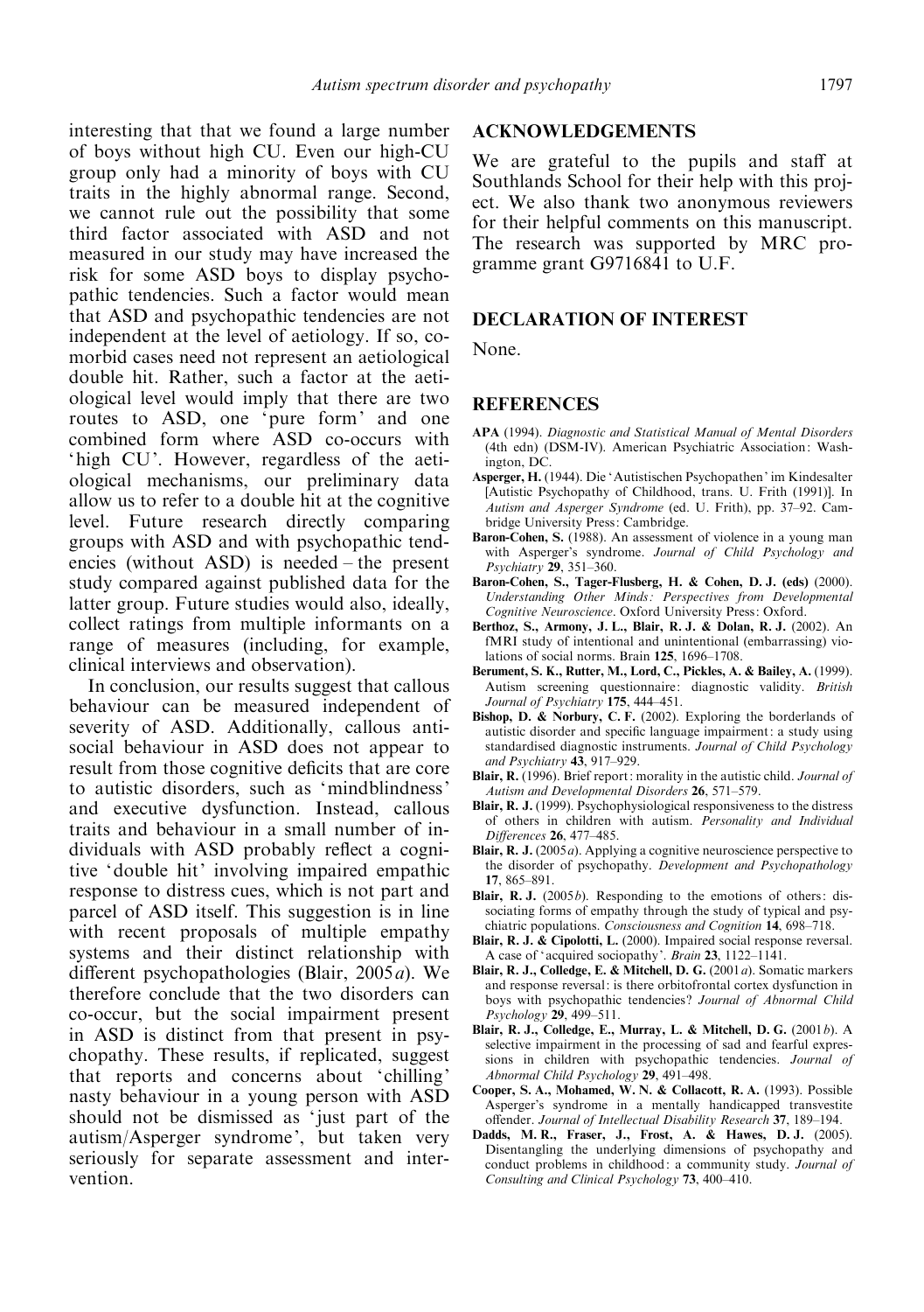interesting that that we found a large number of boys without high CU. Even our high-CU group only had a minority of boys with CU traits in the highly abnormal range. Second, we cannot rule out the possibility that some third factor associated with ASD and not measured in our study may have increased the risk for some ASD boys to display psychopathic tendencies. Such a factor would mean that ASD and psychopathic tendencies are not independent at the level of aetiology. If so, comorbid cases need not represent an aetiological double hit. Rather, such a factor at the aetiological level would imply that there are two routes to ASD, one 'pure form' and one combined form where ASD co-occurs with 'high CU'. However, regardless of the aetiological mechanisms, our preliminary data allow us to refer to a double hit at the cognitive level. Future research directly comparing groups with ASD and with psychopathic tendencies (without ASD) is needed – the present study compared against published data for the latter group. Future studies would also, ideally, collect ratings from multiple informants on a range of measures (including, for example, clinical interviews and observation).

In conclusion, our results suggest that callous behaviour can be measured independent of severity of ASD. Additionally, callous antisocial behaviour in ASD does not appear to result from those cognitive deficits that are core to autistic disorders, such as 'mindblindness' and executive dysfunction. Instead, callous traits and behaviour in a small number of individuals with ASD probably reflect a cognitive 'double hit' involving impaired empathic response to distress cues, which is not part and parcel of ASD itself. This suggestion is in line with recent proposals of multiple empathy systems and their distinct relationship with different psychopathologies (Blair, 2005*a*). We therefore conclude that the two disorders can co-occur, but the social impairment present in ASD is distinct from that present in psychopathy. These results, if replicated, suggest that reports and concerns about 'chilling' nasty behaviour in a young person with ASD should not be dismissed as 'just part of the autism/Asperger syndrome', but taken very seriously for separate assessment and intervention.

## ACKNOWLEDGEMENTS

We are grateful to the pupils and staff at Southlands School for their help with this project. We also thank two anonymous reviewers for their helpful comments on this manuscript. The research was supported by MRC programme grant G9716841 to U.F.

## DECLARATION OF INTEREST

None.

## REFERENCES

**APA** (1994). *Diagnostic and Statistical Manual of Mental Disorders* (4th edn) (DSM-IV). American Psychiatric Association: Washington, DC.

**Asperger, H.** (1944). Die 'Autistischen Psychopathen' im Kindesalter [Autistic Psychopathy of Childhood, trans. U. Frith (1991)]. In *Autism and Asperger Syndrome* (ed. U. Frith), pp. 37–92. Cambridge University Press: Cambridge.

**Baron-Cohen, S.** (1988). An assessment of violence in a young man with Asperger's syndrome. *Journal of Child Psychology and Psychiatry* **29**, 351–360.

**Baron-Cohen, S., Tager-Flusberg, H. & Cohen, D. J. (eds)** (2000). *Understanding Other Minds: Perspectives from Developmental Cognitive Neuroscience*. Oxford University Press: Oxford.

**Berthoz, S., Armony, J. L., Blair, R. J. & Dolan, R. J.** (2002). An fMRI study of intentional and unintentional (embarrassing) violations of social norms. Brain **125**, 1696–1708.

**Berument, S. K., Rutter, M., Lord, C., Pickles, A. & Bailey, A.** (1999). Autism screening questionnaire: diagnostic validity. *British Journal of Psychiatry* **175**, 444–451.

**Bishop, D. & Norbury, C. F.** (2002). Exploring the borderlands of autistic disorder and specific language impairment: a study using standardised diagnostic instruments. *Journal of Child Psychology and Psychiatry* **43**, 917–929.

**Blair, R.** (1996). Brief report: morality in the autistic child. *Journal of Autism and Developmental Disorders* **26**, 571–579.

**Blair, R. J.** (1999). Psychophysiological responsiveness to the distress of others in children with autism. *Personality and Individual Differences* **26**, 477–485.

**Blair, R. J.** (2005*a*). Applying a cognitive neuroscience perspective to the disorder of psychopathy. *Development and Psychopathology* **17**, 865–891.

**Blair, R. J.** (2005*b*). Responding to the emotions of others: dissociating forms of empathy through the study of typical and psychiatric populations. *Consciousness and Cognition* **14**, 698–718.

**Blair, R. J. & Cipolotti, L.** (2000). Impaired social response reversal. A case of 'acquired sociopathy'. *Brain* **23**, 1122–1141.

**Blair, R. J., Colledge, E. & Mitchell, D. G.** (2001*a*). Somatic markers and response reversal: is there orbitofrontal cortex dysfunction in boys with psychopathic tendencies? *Journal of Abnormal Child Psychology* **29**, 499–511.

**Blair, R. J., Colledge, E., Murray, L. & Mitchell, D. G.** (2001*b*). A selective impairment in the processing of sad and fearful expressions in children with psychopathic tendencies. *Journal of Abnormal Child Psychology* **29**, 491–498.

**Cooper, S. A., Mohamed, W. N. & Collacott, R. A.** (1993). Possible Asperger's syndrome in a mentally handicapped transvestite offender. *Journal of Intellectual Disability Research* **37**, 189–194.

**Dadds, M. R., Fraser, J., Frost, A. & Hawes, D. J.** (2005). Disentangling the underlying dimensions of psychopathy and conduct problems in childhood: a community study. *Journal of Consulting and Clinical Psychology* **73**, 400–410.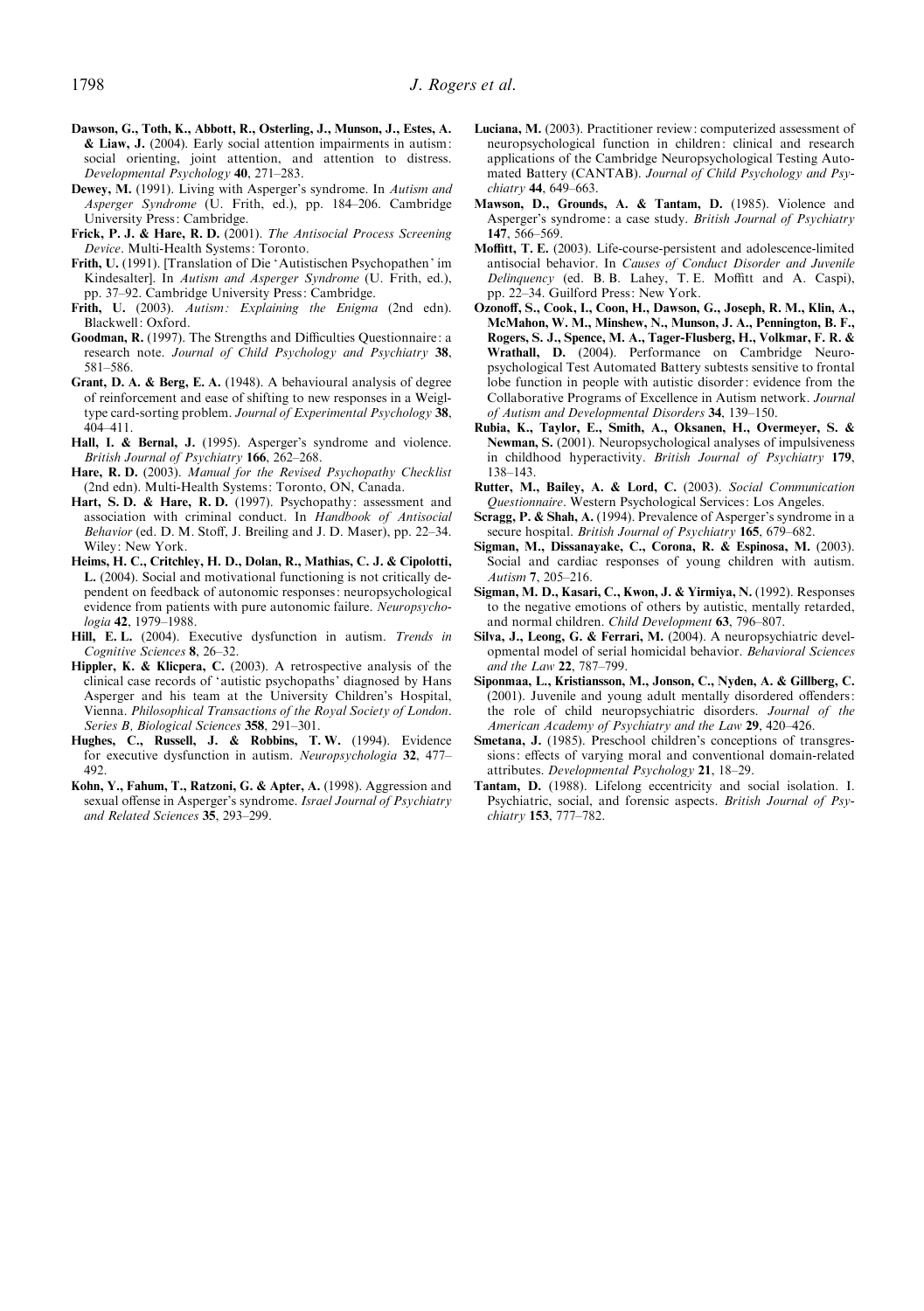**Dawson, G., Toth, K., Abbott, R., Osterling, J., Munson, J., Estes, A. & Liaw, J.** (2004). Early social attention impairments in autism: social orienting, joint attention, and attention to distress. *Developmental Psychology* **40**, 271–283.

**Dewey, M.** (1991). Living with Asperger's syndrome. In *Autism and Asperger Syndrome* (U. Frith, ed.), pp. 184–206. Cambridge University Press: Cambridge.

**Frick, P. J. & Hare, R. D.** (2001). *The Antisocial Process Screening Device*. Multi-Health Systems: Toronto.

**Frith, U.** (1991). [Translation of Die 'Autistischen Psychopathen' im Kindesalter]. In *Autism and Asperger Syndrome* (U. Frith, ed.), pp. 37–92. Cambridge University Press: Cambridge.

**Frith, U.** (2003). *Autism: Explaining the Enigma* (2nd edn). Blackwell: Oxford.

**Goodman, R.** (1997). The Strengths and Difficulties Questionnaire: a research note. *Journal of Child Psychology and Psychiatry* **38**, 581–586.

**Grant, D. A. & Berg, E. A.** (1948). A behavioural analysis of degree of reinforcement and ease of shifting to new responses in a Weigl-type card-sorting problem. *Journal of Experimental Psychology* **38**, 404–411.

**Hall, I. & Bernal, J.** (1995). Asperger's syndrome and violence. *British Journal of Psychiatry* **166**, 262–268.

**Hare, R. D.** (2003). *Manual for the Revised Psychopathy Checklist* (2nd edn). Multi-Health Systems: Toronto, ON, Canada.

**Hart, S. D. & Hare, R. D.** (1997). Psychopathy: assessment and association with criminal conduct. In *Handbook of Antisocial Behavior* (ed. D. M. Stoff, J. Breiling and J. D. Maser), pp. 22–34. Wiley: New York.

**Heims, H. C., Critchley, H. D., Dolan, R., Mathias, C. J. & Cipolotti, L.** (2004). Social and motivational functioning is not critically dependent on feedback of autonomic responses: neuropsychological evidence from patients with pure autonomic failure. *Neuropsychologia* **42**, 1979–1988.

**Hill, E. L.** (2004). Executive dysfunction in autism. *Trends in Cognitive Sciences* **8**, 26–32.

**Hippler, K. & Klicpera, C.** (2003). A retrospective analysis of the clinical case records of 'autistic psychopaths' diagnosed by Hans Asperger and his team at the University Children's Hospital, Vienna. *Philosophical Transactions of the Royal Society of London. Series B, Biological Sciences* **358**, 291–301.

**Hughes, C., Russell, J. & Robbins, T. W.** (1994). Evidence for executive dysfunction in autism. *Neuropsychologia* **32**, 477–492.

**Kohn, Y., Fahum, T., Ratzoni, G. & Apter, A.** (1998). Aggression and sexual offense in Asperger's syndrome. *Israel Journal of Psychiatry and Related Sciences* **35**, 293–299.

**Luciana, M.** (2003). Practitioner review: computerized assessment of neuropsychological function in children: clinical and research applications of the Cambridge Neuropsychological Testing Automated Battery (CANTAB). *Journal of Child Psychology and Psychiatry* **44**, 649–663.

**Mawson, D., Grounds, A. & Tantam, D.** (1985). Violence and Asperger's syndrome: a case study. *British Journal of Psychiatry* **147**, 566–569.

**Moffitt, T. E.** (2003). Life-course-persistent and adolescence-limited antisocial behavior. In *Causes of Conduct Disorder and Juvenile Delinquency* (ed. B. B. Lahey, T. E. Moffitt and A. Caspi), pp. 22–34. Guilford Press: New York.

**Ozonoff, S., Cook, I., Coon, H., Dawson, G., Joseph, R. M., Klin, A., McMahon, W. M., Minshew, N., Munson, J. A., Pennington, B. F., Rogers, S. J., Spence, M. A., Tager-Flusberg, H., Volkmar, F. R. & Wrathall, D.** (2004). Performance on Cambridge Neuropsychological Test Automated Battery subtests sensitive to frontal lobe function in people with autistic disorder: evidence from the Collaborative Programs of Excellence in Autism network. *Journal of Autism and Developmental Disorders* **34**, 139–150.

**Rubia, K., Taylor, E., Smith, A., Oksanen, H., Overmeyer, S. & Newman, S.** (2001). Neuropsychological analyses of impulsiveness in childhood hyperactivity. *British Journal of Psychiatry* **179**, 138–143.

**Rutter, M., Bailey, A. & Lord, C.** (2003). *Social Communication Questionnaire*. Western Psychological Services: Los Angeles.

**Scragg, P. & Shah, A.** (1994). Prevalence of Asperger's syndrome in a secure hospital. *British Journal of Psychiatry* **165**, 679–682.

**Sigman, M., Dissanayake, C., Corona, R. & Espinosa, M.** (2003). Social and cardiac responses of young children with autism. *Autism* **7**, 205–216.

**Sigman, M. D., Kasari, C., Kwon, J. & Yirmiya, N.** (1992). Responses to the negative emotions of others by autistic, mentally retarded, and normal children. *Child Development* **63**, 796–807.

**Silva, J., Leong, G. & Ferrari, M.** (2004). A neuropsychiatric developmental model of serial homicidal behavior. *Behavioral Sciences and the Law* **22**, 787–799.

**Siponmaa, L., Kristiansson, M., Jonson, C., Nyden, A. & Gillberg, C.** (2001). Juvenile and young adult mentally disordered offenders: the role of child neuropsychiatric disorders. *Journal of the American Academy of Psychiatry and the Law* **29**, 420–426.

**Smetana, J.** (1985). Preschool children's conceptions of transgressions: effects of varying moral and conventional domain-related attributes. *Developmental Psychology* **21**, 18–29.

**Tantam, D.** (1988). Lifelong eccentricity and social isolation. I. Psychiatric, social, and forensic aspects. *British Journal of Psychiatry* **153**, 777–782.